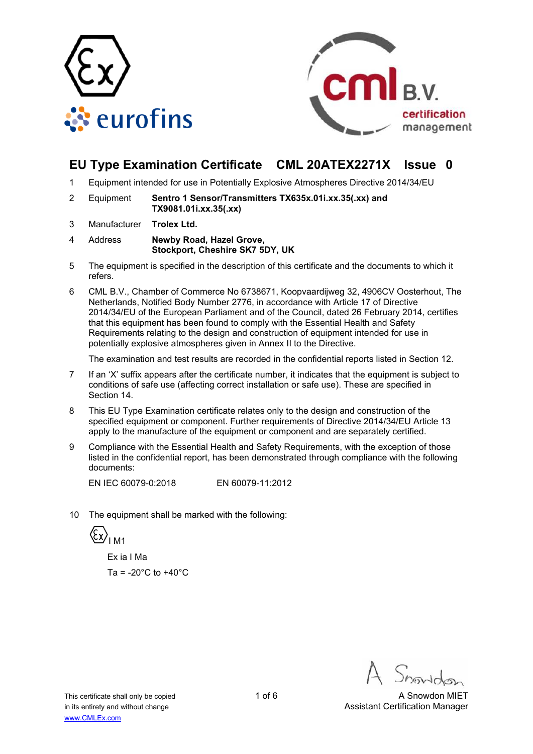# EU Type Examination Certificate CML 20ATEX2271X Issue 0

1 Equipment intended for use in Potentially Explosive Atmospheres Directive 2014/34/EU

2 Equipment **Sentro 1 Sensor/Transmitters TX635x.01i.xx.35(.xx) and TX9081.01i.xx.35(.xx)**

3 Manufacturer **Trolex Ltd.**

4 Address **Newby Road, Hazel Grove, Stockport, Cheshire SK7 5DY, UK**

5 The equipment is specified in the description of this certificate and the documents to which it refers.

6 CML B.V., Chamber of Commerce No 6738671, Koopvaardijweg 32, 4906CV Oosterhout, The Netherlands, Notified Body Number 2776, in accordance with Article 17 of Directive 2014/34/EU of the European Parliament and of the Council, dated 26 February 2014, certifies that this equipment has been found to comply with the Essential Health and Safety Requirements relating to the design and construction of equipment intended for use in potentially explosive atmospheres given in Annex II to the Directive.

The examination and test results are recorded in the confidential reports listed in Section 12.

7 If an 'X' suffix appears after the certificate number, it indicates that the equipment is subject to conditions of safe use (affecting correct installation or safe use). These are specified in Section 14.

8 This EU Type Examination certificate relates only to the design and construction of the specified equipment or component. Further requirements of Directive 2014/34/EU Article 13 apply to the manufacture of the equipment or component and are separately certified.

9 Compliance with the Essential Health and Safety Requirements, with the exception of those listed in the confidential report, has been demonstrated through compliance with the following documents:

EN IEC 60079-0:2018 EN 60079-11:2012

10 The equipment shall be marked with the following:

Ex I M1

Ex ia I Ma

Ta = -20°C to +40°C

A Snowdon MIET
Assistant Certification Manager

This certificate shall only be copied in its entirety and without change
www.CMLEx.com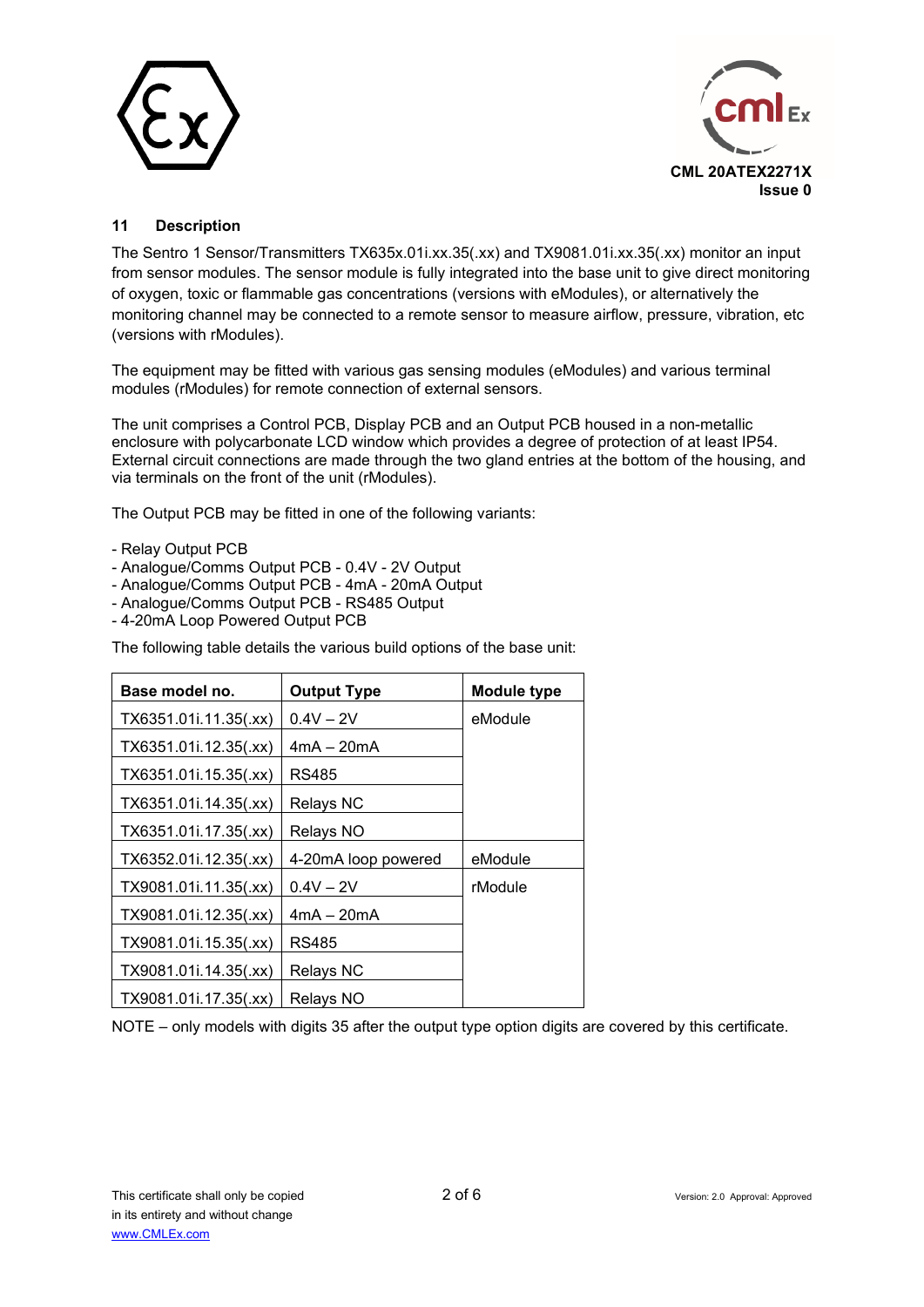## 11 Description

The Sentro 1 Sensor/Transmitters TX635x.01i.xx.35(.xx) and TX9081.01i.xx.35(.xx) monitor an input from sensor modules. The sensor module is fully integrated into the base unit to give direct monitoring of oxygen, toxic or flammable gas concentrations (versions with eModules), or alternatively the monitoring channel may be connected to a remote sensor to measure airflow, pressure, vibration, etc (versions with rModules).

The equipment may be fitted with various gas sensing modules (eModules) and various terminal modules (rModules) for remote connection of external sensors.

The unit comprises a Control PCB, Display PCB and an Output PCB housed in a non-metallic enclosure with polycarbonate LCD window which provides a degree of protection of at least IP54. External circuit connections are made through the two gland entries at the bottom of the housing, and via terminals on the front of the unit (rModules).

The Output PCB may be fitted in one of the following variants:

- Relay Output PCB
- Analogue/Comms Output PCB - 0.4V - 2V Output
- Analogue/Comms Output PCB - 4mA - 20mA Output
- Analogue/Comms Output PCB - RS485 Output
- 4-20mA Loop Powered Output PCB

The following table details the various build options of the base unit:

| Base model no. | Output Type | Module type |
|---|---|---|
| TX6351.01i.11.35(.xx) | 0.4V – 2V | eModule |
| TX6351.01i.12.35(.xx) | 4mA – 20mA | |
| TX6351.01i.15.35(.xx) | RS485 | |
| TX6351.01i.14.35(.xx) | Relays NC | |
| TX6351.01i.17.35(.xx) | Relays NO | |
| TX6352.01i.12.35(.xx) | 4-20mA loop powered | eModule |
| TX9081.01i.11.35(.xx) | 0.4V – 2V | rModule |
| TX9081.01i.12.35(.xx) | 4mA – 20mA | |
| TX9081.01i.15.35(.xx) | RS485 | |
| TX9081.01i.14.35(.xx) | Relays NC | |
| TX9081.01i.17.35(.xx) | Relays NO | |

NOTE – only models with digits 35 after the output type option digits are covered by this certificate.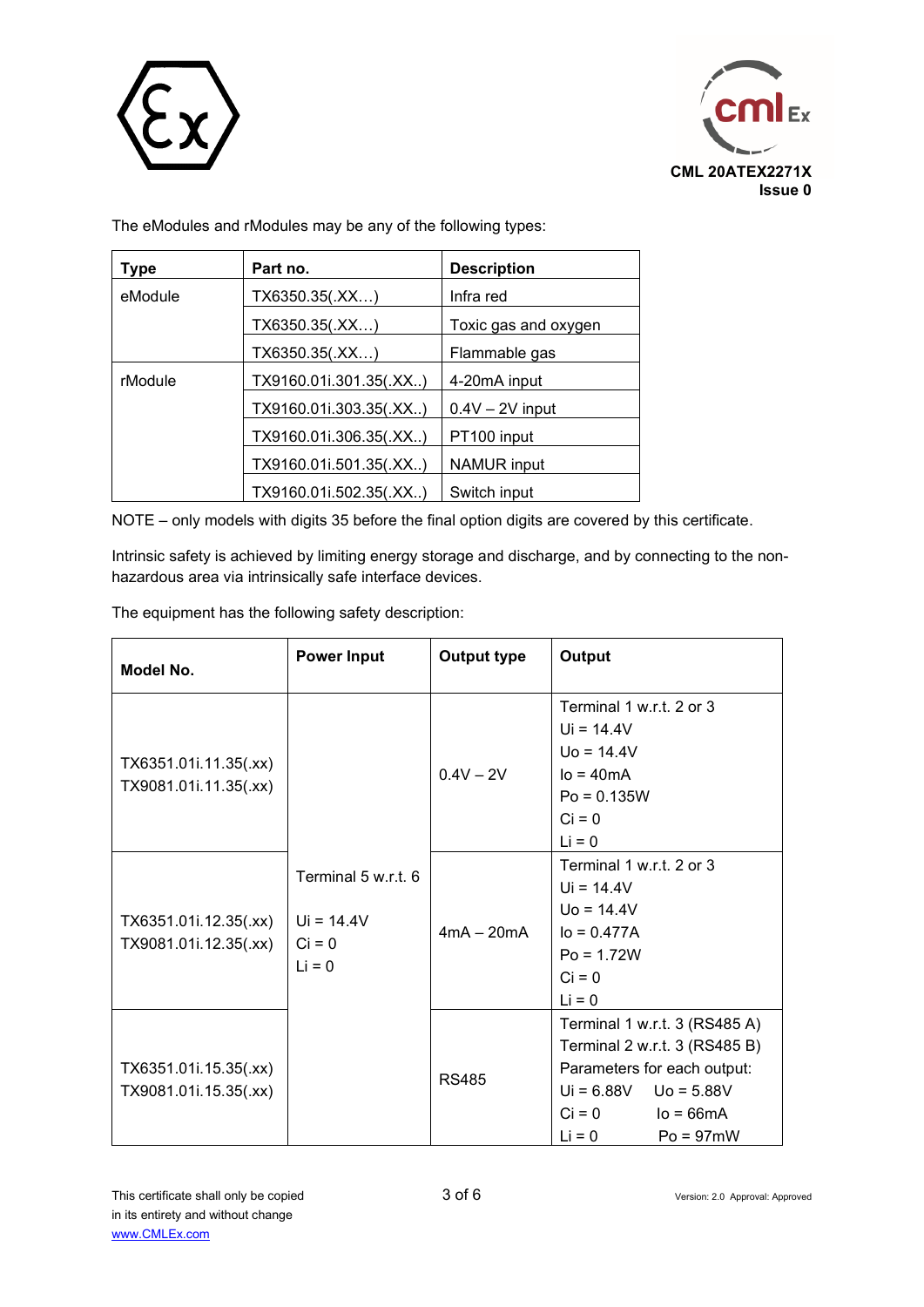The eModules and rModules may be any of the following types:

| Type | Part no. | Description |
|---|---|---|
| eModule | TX6350.35(.XX…) | Infra red |
| | TX6350.35(.XX…) | Toxic gas and oxygen |
| | TX6350.35(.XX…) | Flammable gas |
| rModule | TX9160.01i.301.35(.XX..) | 4-20mA input |
| | TX9160.01i.303.35(.XX..) | 0.4V – 2V input |
| | TX9160.01i.306.35(.XX..) | PT100 input |
| | TX9160.01i.501.35(.XX..) | NAMUR input |
| | TX9160.01i.502.35(.XX..) | Switch input |

NOTE – only models with digits 35 before the final option digits are covered by this certificate.

Intrinsic safety is achieved by limiting energy storage and discharge, and by connecting to the non-hazardous area via intrinsically safe interface devices.

The equipment has the following safety description:

| Model No. | Power Input | Output type | Output |
|---|---|---|---|
| TX6351.01i.11.35(.xx)<br>TX9081.01i.11.35(.xx) | Terminal 5 w.r.t. 6<br>Ui = 14.4V<br>Ci = 0<br>Li = 0 | 0.4V – 2V | Terminal 1 w.r.t. 2 or 3<br>Ui = 14.4V<br>Uo = 14.4V<br>Io = 40mA<br>Po = 0.135W<br>Ci = 0<br>Li = 0 |
| TX6351.01i.12.35(.xx)<br>TX9081.01i.12.35(.xx) | | 4mA – 20mA | Terminal 1 w.r.t. 2 or 3<br>Ui = 14.4V<br>Uo = 14.4V<br>Io = 0.477A<br>Po = 1.72W<br>Ci = 0<br>Li = 0 |
| TX6351.01i.15.35(.xx)<br>TX9081.01i.15.35(.xx) | | RS485 | Terminal 1 w.r.t. 3 (RS485 A)<br>Terminal 2 w.r.t. 3 (RS485 B)<br>Parameters for each output:<br>Ui = 6.88V Uo = 5.88V<br>Ci = 0 Io = 66mA<br>Li = 0 Po = 97mW |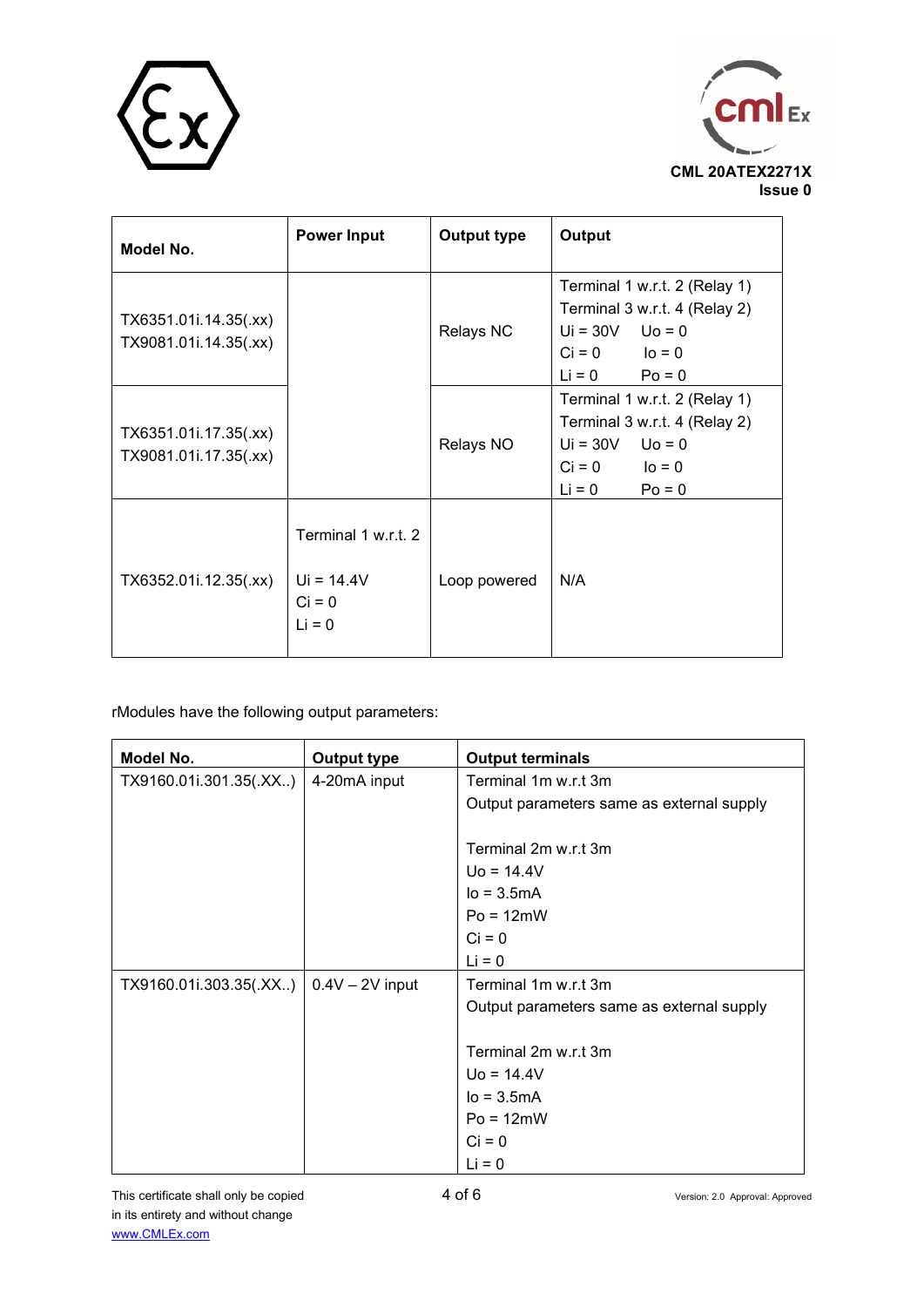| Model No. | Power Input | Output type | Output |
|---|---|---|---|
| TX6351.01i.14.35(.xx)<br>TX9081.01i.14.35(.xx) | | Relays NC | Terminal 1 w.r.t. 2 (Relay 1)<br>Terminal 3 w.r.t. 4 (Relay 2)<br>Ui = 30V   Uo = 0<br>Ci = 0   Io = 0<br>Li = 0   Po = 0 |
| TX6351.01i.17.35(.xx)<br>TX9081.01i.17.35(.xx) | | Relays NO | Terminal 1 w.r.t. 2 (Relay 1)<br>Terminal 3 w.r.t. 4 (Relay 2)<br>Ui = 30V   Uo = 0<br>Ci = 0   Io = 0<br>Li = 0   Po = 0 |
| TX6352.01i.12.35(.xx) | Terminal 1 w.r.t. 2<br><br>Ui = 14.4V<br>Ci = 0<br>Li = 0 | Loop powered | N/A |

rModules have the following output parameters:

| Model No. | Output type | Output terminals |
|---|---|---|
| TX9160.01i.301.35(.XX..) | 4-20mA input | Terminal 1m w.r.t 3m<br>Output parameters same as external supply<br><br>Terminal 2m w.r.t 3m<br>Uo = 14.4V<br>Io = 3.5mA<br>Po = 12mW<br>Ci = 0<br>Li = 0 |
| TX9160.01i.303.35(.XX..) | 0.4V – 2V input | Terminal 1m w.r.t 3m<br>Output parameters same as external supply<br><br>Terminal 2m w.r.t 3m<br>Uo = 14.4V<br>Io = 3.5mA<br>Po = 12mW<br>Ci = 0<br>Li = 0 |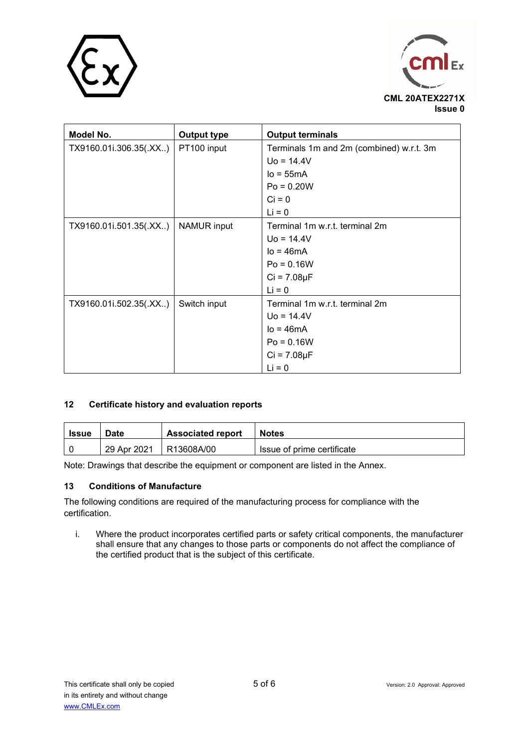CML 20ATEX2271X
Issue 0

| Model No. | Output type | Output terminals |
|---|---|---|
| TX9160.01i.306.35(.XX..) | PT100 input | Terminals 1m and 2m (combined) w.r.t. 3m<br>Uo = 14.4V<br>Io = 55mA<br>Po = 0.20W<br>Ci = 0<br>Li = 0 |
| TX9160.01i.501.35(.XX..) | NAMUR input | Terminal 1m w.r.t. terminal 2m<br>Uo = 14.4V<br>Io = 46mA<br>Po = 0.16W<br>Ci = 7.08µF<br>Li = 0 |
| TX9160.01i.502.35(.XX..) | Switch input | Terminal 1m w.r.t. terminal 2m<br>Uo = 14.4V<br>Io = 46mA<br>Po = 0.16W<br>Ci = 7.08µF<br>Li = 0 |

## 12 Certificate history and evaluation reports

| Issue | Date | Associated report | Notes |
|---|---|---|---|
| 0 | 29 Apr 2021 | R13608A/00 | Issue of prime certificate |

Note: Drawings that describe the equipment or component are listed in the Annex.

## 13 Conditions of Manufacture

The following conditions are required of the manufacturing process for compliance with the certification.

i. Where the product incorporates certified parts or safety critical components, the manufacturer shall ensure that any changes to those parts or components do not affect the compliance of the certified product that is the subject of this certificate.

This certificate shall only be copied in its entirety and without change
www.CMLEx.com

Version: 2.0 Approval: Approved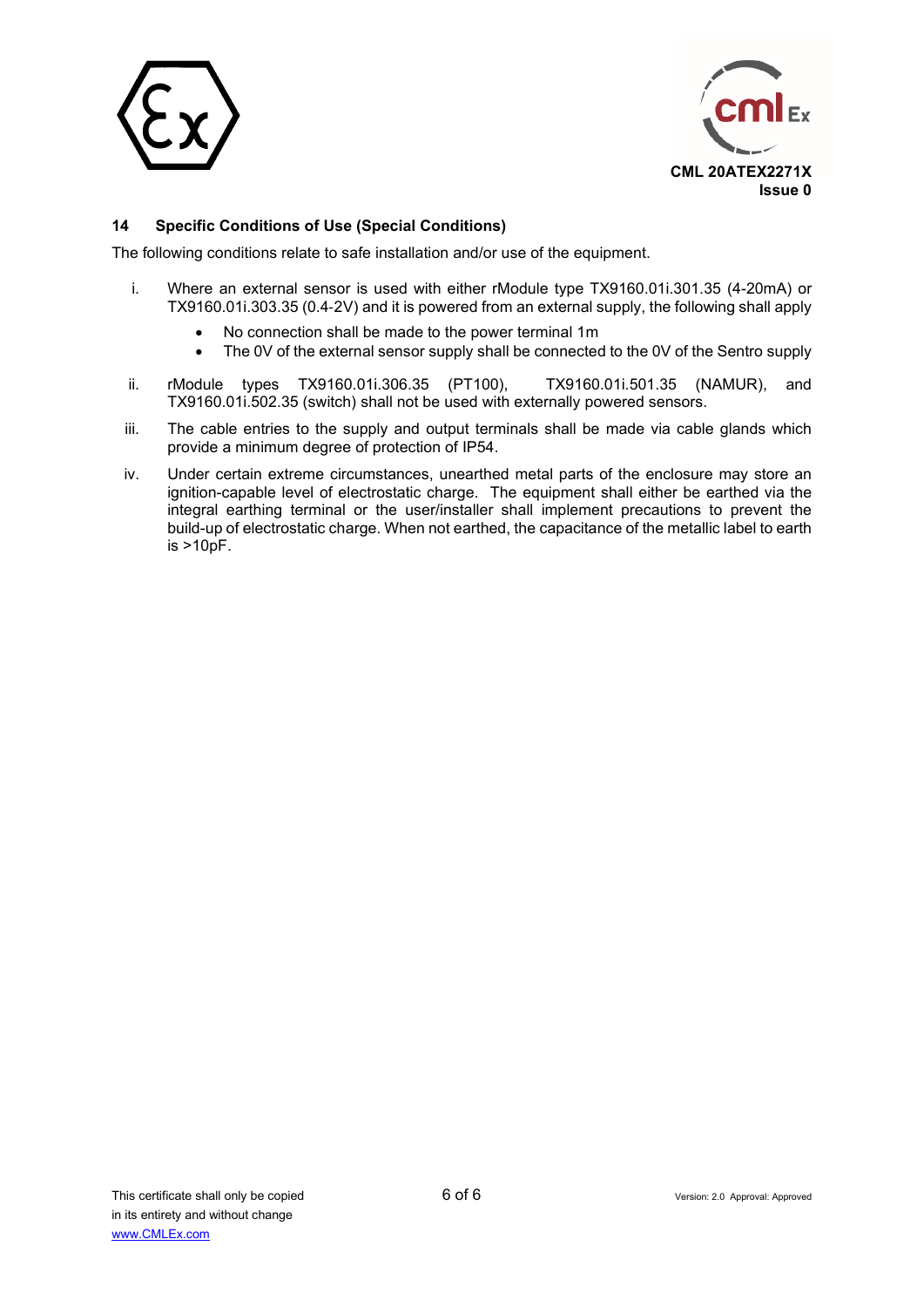## 14 Specific Conditions of Use (Special Conditions)

The following conditions relate to safe installation and/or use of the equipment.

i. Where an external sensor is used with either rModule type TX9160.01i.301.35 (4-20mA) or TX9160.01i.303.35 (0.4-2V) and it is powered from an external supply, the following shall apply
   - No connection shall be made to the power terminal 1m
   - The 0V of the external sensor supply shall be connected to the 0V of the Sentro supply

ii. rModule types TX9160.01i.306.35 (PT100), TX9160.01i.501.35 (NAMUR), and TX9160.01i.502.35 (switch) shall not be used with externally powered sensors.

iii. The cable entries to the supply and output terminals shall be made via cable glands which provide a minimum degree of protection of IP54.

iv. Under certain extreme circumstances, unearthed metal parts of the enclosure may store an ignition-capable level of electrostatic charge. The equipment shall either be earthed via the integral earthing terminal or the user/installer shall implement precautions to prevent the build-up of electrostatic charge. When not earthed, the capacitance of the metallic label to earth is >10pF.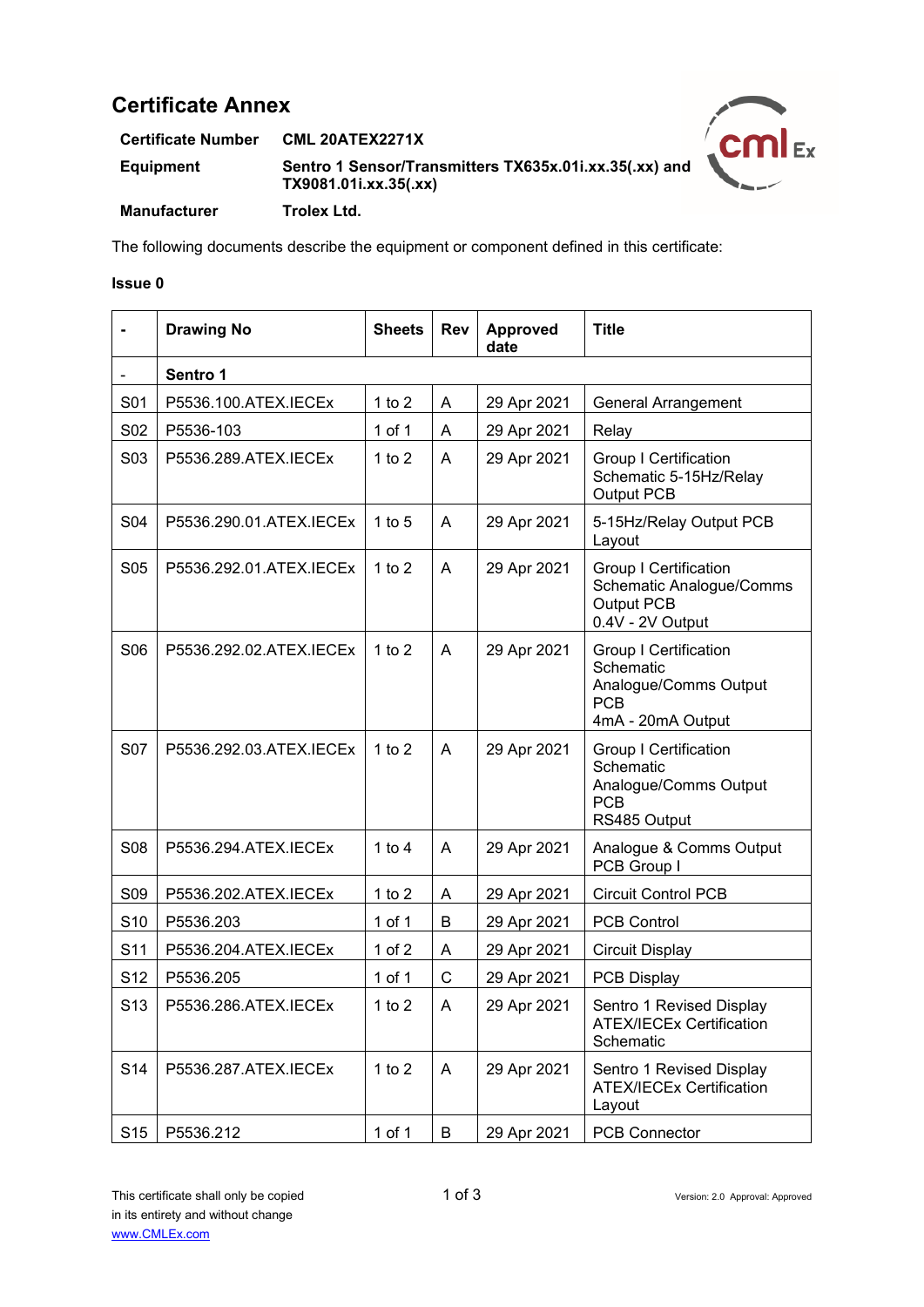# Certificate Annex

| | |
|---|---|
| **Certificate Number** | **CML 20ATEX2271X** |
| **Equipment** | **Sentro 1 Sensor/Transmitters TX635x.01i.xx.35(.xx) and TX9081.01i.xx.35(.xx)** |
| **Manufacturer** | **Trolex Ltd.** |

The following documents describe the equipment or component defined in this certificate:

**Issue 0**

| - | Drawing No | Sheets | Rev | Approved date | Title |
|---|---|---|---|---|---|
| - | **Sentro 1** | | | | |
| S01 | P5536.100.ATEX.IECEx | 1 to 2 | A | 29 Apr 2021 | General Arrangement |
| S02 | P5536-103 | 1 of 1 | A | 29 Apr 2021 | Relay |
| S03 | P5536.289.ATEX.IECEx | 1 to 2 | A | 29 Apr 2021 | Group I Certification Schematic 5-15Hz/Relay Output PCB |
| S04 | P5536.290.01.ATEX.IECEx | 1 to 5 | A | 29 Apr 2021 | 5-15Hz/Relay Output PCB Layout |
| S05 | P5536.292.01.ATEX.IECEx | 1 to 2 | A | 29 Apr 2021 | Group I Certification Schematic Analogue/Comms Output PCB 0.4V - 2V Output |
| S06 | P5536.292.02.ATEX.IECEx | 1 to 2 | A | 29 Apr 2021 | Group I Certification Schematic Analogue/Comms Output PCB 4mA - 20mA Output |
| S07 | P5536.292.03.ATEX.IECEx | 1 to 2 | A | 29 Apr 2021 | Group I Certification Schematic Analogue/Comms Output PCB RS485 Output |
| S08 | P5536.294.ATEX.IECEx | 1 to 4 | A | 29 Apr 2021 | Analogue & Comms Output PCB Group I |
| S09 | P5536.202.ATEX.IECEx | 1 to 2 | A | 29 Apr 2021 | Circuit Control PCB |
| S10 | P5536.203 | 1 of 1 | B | 29 Apr 2021 | PCB Control |
| S11 | P5536.204.ATEX.IECEx | 1 of 2 | A | 29 Apr 2021 | Circuit Display |
| S12 | P5536.205 | 1 of 1 | C | 29 Apr 2021 | PCB Display |
| S13 | P5536.286.ATEX.IECEx | 1 to 2 | A | 29 Apr 2021 | Sentro 1 Revised Display ATEX/IECEx Certification Schematic |
| S14 | P5536.287.ATEX.IECEx | 1 to 2 | A | 29 Apr 2021 | Sentro 1 Revised Display ATEX/IECEx Certification Layout |
| S15 | P5536.212 | 1 of 1 | B | 29 Apr 2021 | PCB Connector |

This certificate shall only be copied in its entirety and without change
www.CMLEx.com

Version: 2.0 Approval: Approved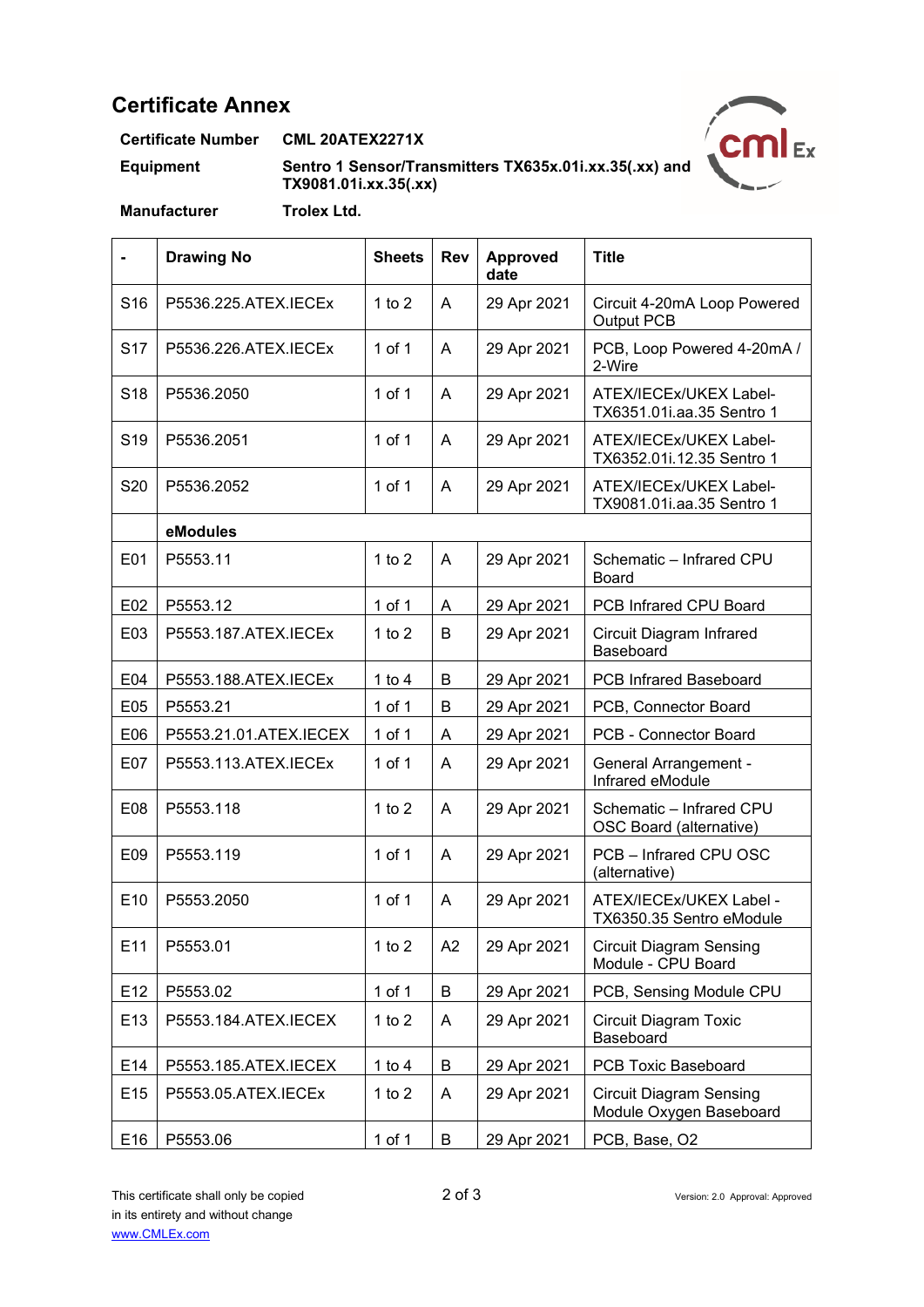# Certificate Annex

**Certificate Number** **CML 20ATEX2271X**

**Equipment** **Sentro 1 Sensor/Transmitters TX635x.01i.xx.35(.xx) and TX9081.01i.xx.35(.xx)**

**Manufacturer** **Trolex Ltd.**

| - | Drawing No | Sheets | Rev | Approved date | Title |
|---|---|---|---|---|---|
| S16 | P5536.225.ATEX.IECEx | 1 to 2 | A | 29 Apr 2021 | Circuit 4-20mA Loop Powered Output PCB |
| S17 | P5536.226.ATEX.IECEx | 1 of 1 | A | 29 Apr 2021 | PCB, Loop Powered 4-20mA / 2-Wire |
| S18 | P5536.2050 | 1 of 1 | A | 29 Apr 2021 | ATEX/IECEx/UKEX Label-TX6351.01i.aa.35 Sentro 1 |
| S19 | P5536.2051 | 1 of 1 | A | 29 Apr 2021 | ATEX/IECEx/UKEX Label-TX6352.01i.12.35 Sentro 1 |
| S20 | P5536.2052 | 1 of 1 | A | 29 Apr 2021 | ATEX/IECEx/UKEX Label-TX9081.01i.aa.35 Sentro 1 |
| | **eModules** | | | | |
| E01 | P5553.11 | 1 to 2 | A | 29 Apr 2021 | Schematic – Infrared CPU Board |
| E02 | P5553.12 | 1 of 1 | A | 29 Apr 2021 | PCB Infrared CPU Board |
| E03 | P5553.187.ATEX.IECEx | 1 to 2 | B | 29 Apr 2021 | Circuit Diagram Infrared Baseboard |
| E04 | P5553.188.ATEX.IECEx | 1 to 4 | B | 29 Apr 2021 | PCB Infrared Baseboard |
| E05 | P5553.21 | 1 of 1 | B | 29 Apr 2021 | PCB, Connector Board |
| E06 | P5553.21.01.ATEX.IECEX | 1 of 1 | A | 29 Apr 2021 | PCB - Connector Board |
| E07 | P5553.113.ATEX.IECEx | 1 of 1 | A | 29 Apr 2021 | General Arrangement - Infrared eModule |
| E08 | P5553.118 | 1 to 2 | A | 29 Apr 2021 | Schematic – Infrared CPU OSC Board (alternative) |
| E09 | P5553.119 | 1 of 1 | A | 29 Apr 2021 | PCB – Infrared CPU OSC (alternative) |
| E10 | P5553.2050 | 1 of 1 | A | 29 Apr 2021 | ATEX/IECEx/UKEX Label - TX6350.35 Sentro eModule |
| E11 | P5553.01 | 1 to 2 | A2 | 29 Apr 2021 | Circuit Diagram Sensing Module - CPU Board |
| E12 | P5553.02 | 1 of 1 | B | 29 Apr 2021 | PCB, Sensing Module CPU |
| E13 | P5553.184.ATEX.IECEX | 1 to 2 | A | 29 Apr 2021 | Circuit Diagram Toxic Baseboard |
| E14 | P5553.185.ATEX.IECEX | 1 to 4 | B | 29 Apr 2021 | PCB Toxic Baseboard |
| E15 | P5553.05.ATEX.IECEx | 1 to 2 | A | 29 Apr 2021 | Circuit Diagram Sensing Module Oxygen Baseboard |
| E16 | P5553.06 | 1 of 1 | B | 29 Apr 2021 | PCB, Base, O2 |

This certificate shall only be copied in its entirety and without change
www.CMLEx.com

Version: 2.0 Approval: Approved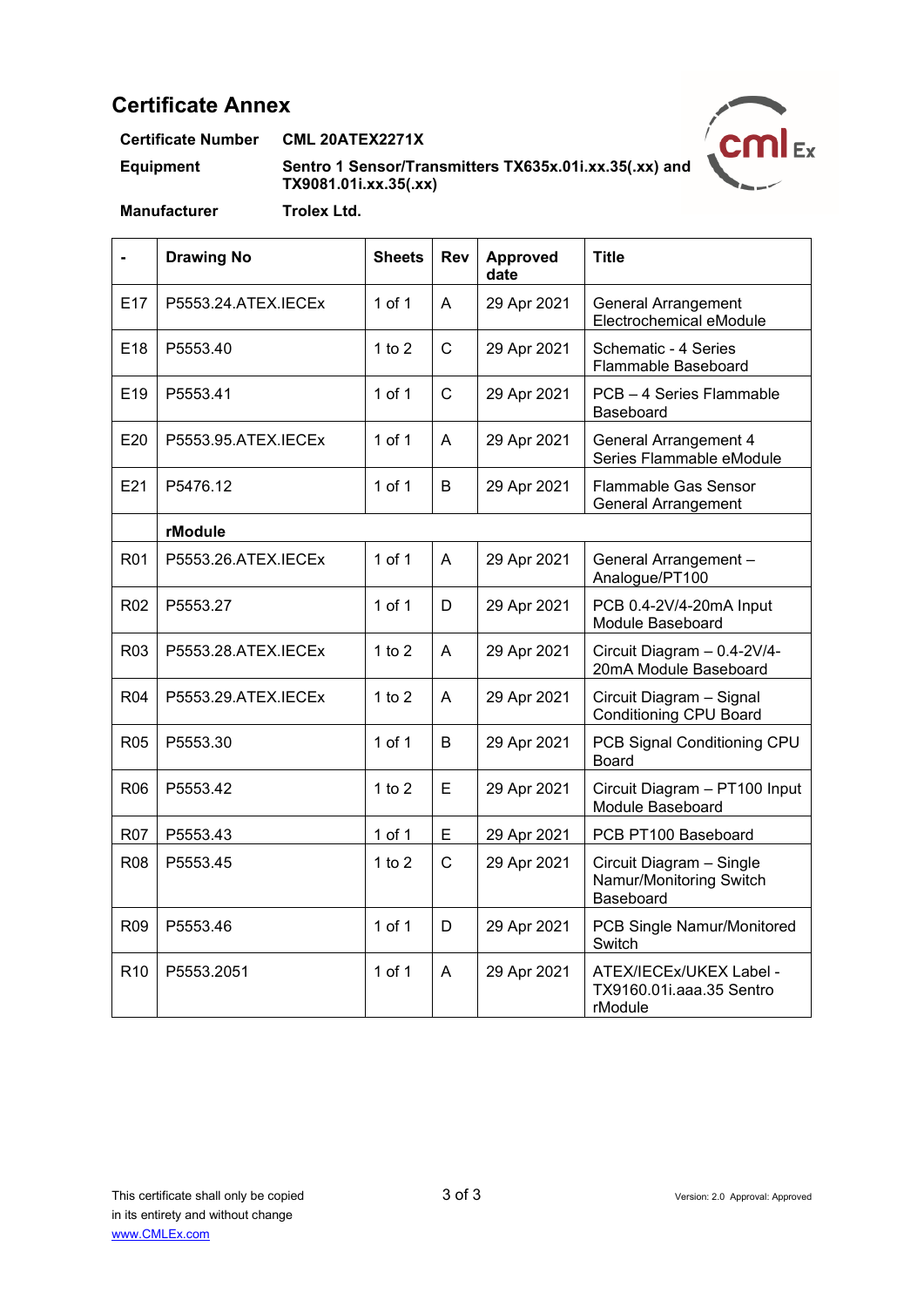## Certificate Annex

**Certificate Number** CML 20ATEX2271X

**Equipment** Sentro 1 Sensor/Transmitters TX635x.01i.xx.35(.xx) and TX9081.01i.xx.35(.xx)

**Manufacturer** Trolex Ltd.

| - | Drawing No | Sheets | Rev | Approved date | Title |
|---|---|---|---|---|---|
| E17 | P5553.24.ATEX.IECEx | 1 of 1 | A | 29 Apr 2021 | General Arrangement Electrochemical eModule |
| E18 | P5553.40 | 1 to 2 | C | 29 Apr 2021 | Schematic - 4 Series Flammable Baseboard |
| E19 | P5553.41 | 1 of 1 | C | 29 Apr 2021 | PCB – 4 Series Flammable Baseboard |
| E20 | P5553.95.ATEX.IECEx | 1 of 1 | A | 29 Apr 2021 | General Arrangement 4 Series Flammable eModule |
| E21 | P5476.12 | 1 of 1 | B | 29 Apr 2021 | Flammable Gas Sensor General Arrangement |
| | **rModule** | | | | |
| R01 | P5553.26.ATEX.IECEx | 1 of 1 | A | 29 Apr 2021 | General Arrangement – Analogue/PT100 |
| R02 | P5553.27 | 1 of 1 | D | 29 Apr 2021 | PCB 0.4-2V/4-20mA Input Module Baseboard |
| R03 | P5553.28.ATEX.IECEx | 1 to 2 | A | 29 Apr 2021 | Circuit Diagram – 0.4-2V/4-20mA Module Baseboard |
| R04 | P5553.29.ATEX.IECEx | 1 to 2 | A | 29 Apr 2021 | Circuit Diagram – Signal Conditioning CPU Board |
| R05 | P5553.30 | 1 of 1 | B | 29 Apr 2021 | PCB Signal Conditioning CPU Board |
| R06 | P5553.42 | 1 to 2 | E | 29 Apr 2021 | Circuit Diagram – PT100 Input Module Baseboard |
| R07 | P5553.43 | 1 of 1 | E | 29 Apr 2021 | PCB PT100 Baseboard |
| R08 | P5553.45 | 1 to 2 | C | 29 Apr 2021 | Circuit Diagram – Single Namur/Monitoring Switch Baseboard |
| R09 | P5553.46 | 1 of 1 | D | 29 Apr 2021 | PCB Single Namur/Monitored Switch |
| R10 | P5553.2051 | 1 of 1 | A | 29 Apr 2021 | ATEX/IECEx/UKEX Label - TX9160.01i.aaa.35 Sentro rModule |

This certificate shall only be copied in its entirety and without change
www.CMLEx.com

Version: 2.0 Approval: Approved